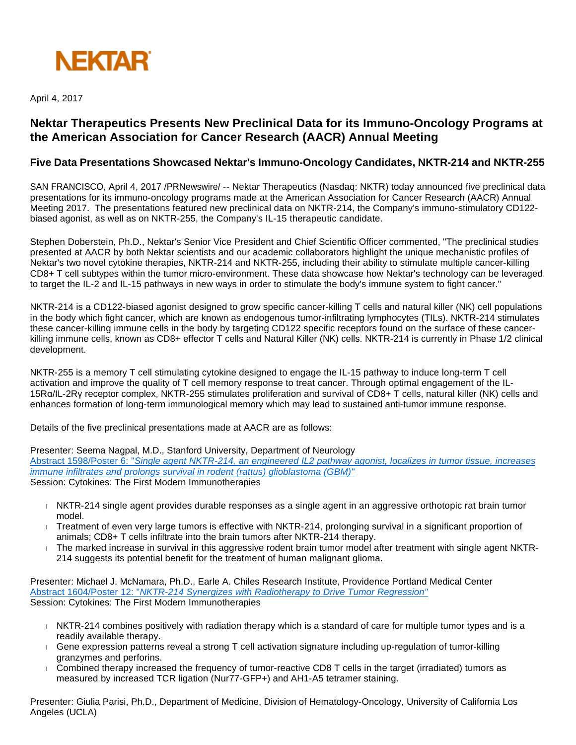NEKTAR

April 4, 2017

# Nektar Therapeutics Presents New Preclinical Data for its Immuno-Oncology Programs at the American Association for Cancer Research (AACR) Annual Meeting

## Five Data Presentations Showcased Nektar's Immuno-Oncology Candidates, NKTR-214 and NKTR-255

SAN FRANCISCO, April 4, 2017 /PRNewswire/ -- Nektar Therapeutics (Nasdaq: NKTR) today announced five preclinical data presentations for its immuno-oncology programs made at the American Association for Cancer Research (AACR) Annual Meeting 2017. The presentations featured new preclinical data on NKTR-214, the Company's immuno-stimulatory CD122-biased agonist, as well as on NKTR-255, the Company's IL-15 therapeutic candidate.

Stephen Doberstein, Ph.D., Nektar's Senior Vice President and Chief Scientific Officer commented, "The preclinical studies presented at AACR by both Nektar scientists and our academic collaborators highlight the unique mechanistic profiles of Nektar's two novel cytokine therapies, NKTR-214 and NKTR-255, including their ability to stimulate multiple cancer-killing CD8+ T cell subtypes within the tumor micro-environment. These data showcase how Nektar's technology can be leveraged to target the IL-2 and IL-15 pathways in new ways in order to stimulate the body's immune system to fight cancer."

NKTR-214 is a CD122-biased agonist designed to grow specific cancer-killing T cells and natural killer (NK) cell populations in the body which fight cancer, which are known as endogenous tumor-infiltrating lymphocytes (TILs). NKTR-214 stimulates these cancer-killing immune cells in the body by targeting CD122 specific receptors found on the surface of these cancer-killing immune cells, known as CD8+ effector T cells and Natural Killer (NK) cells. NKTR-214 is currently in Phase 1/2 clinical development.

NKTR-255 is a memory T cell stimulating cytokine designed to engage the IL-15 pathway to induce long-term T cell activation and improve the quality of T cell memory response to treat cancer. Through optimal engagement of the IL-15Rα/IL-2Rγ receptor complex, NKTR-255 stimulates proliferation and survival of CD8+ T cells, natural killer (NK) cells and enhances formation of long-term immunological memory which may lead to sustained anti-tumor immune response.

Details of the five preclinical presentations made at AACR are as follows:

Presenter: Seema Nagpal, M.D., Stanford University, Department of Neurology
*Abstract 1598/Poster 6: "Single agent NKTR-214, an engineered IL2 pathway agonist, localizes in tumor tissue, increases immune infiltrates and prolongs survival in rodent (rattus) glioblastoma (GBM)"*
Session: Cytokines: The First Modern Immunotherapies

- NKTR-214 single agent provides durable responses as a single agent in an aggressive orthotopic rat brain tumor model.
- Treatment of even very large tumors is effective with NKTR-214, prolonging survival in a significant proportion of animals; CD8+ T cells infiltrate into the brain tumors after NKTR-214 therapy.
- The marked increase in survival in this aggressive rodent brain tumor model after treatment with single agent NKTR-214 suggests its potential benefit for the treatment of human malignant glioma.

Presenter: Michael J. McNamara, Ph.D., Earle A. Chiles Research Institute, Providence Portland Medical Center
*Abstract 1604/Poster 12: "NKTR-214 Synergizes with Radiotherapy to Drive Tumor Regression"*
Session: Cytokines: The First Modern Immunotherapies

- NKTR-214 combines positively with radiation therapy which is a standard of care for multiple tumor types and is a readily available therapy.
- Gene expression patterns reveal a strong T cell activation signature including up-regulation of tumor-killing granzymes and perforins.
- Combined therapy increased the frequency of tumor-reactive CD8 T cells in the target (irradiated) tumors as measured by increased TCR ligation (Nur77-GFP+) and AH1-A5 tetramer staining.

Presenter: Giulia Parisi, Ph.D., Department of Medicine, Division of Hematology-Oncology, University of California Los Angeles (UCLA)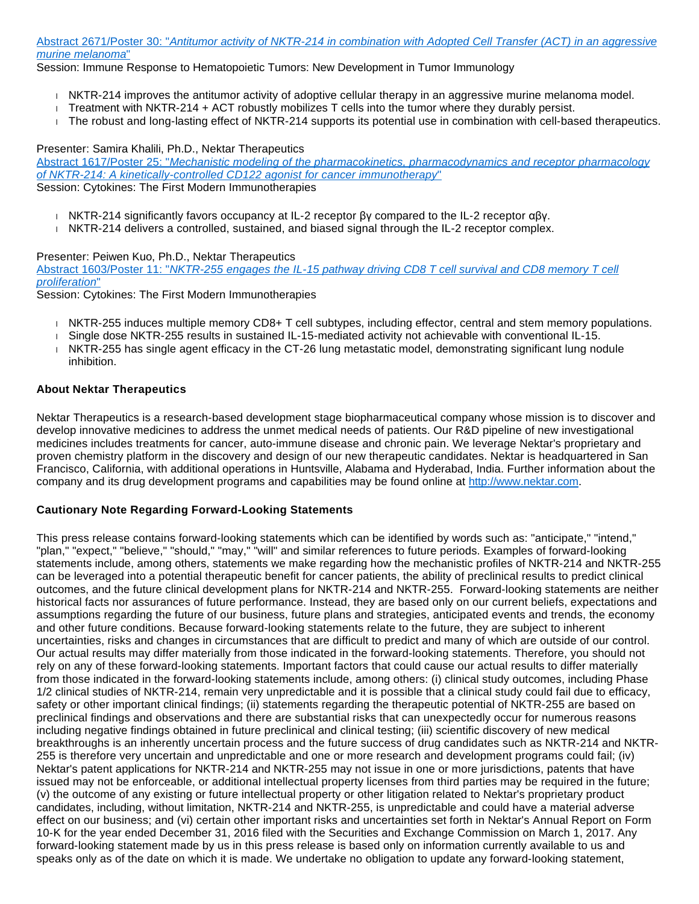[Abstract 2671/Poster 30: "*Antitumor activity of NKTR-214 in combination with Adopted Cell Transfer (ACT) in an aggressive murine melanoma*"]
Session: Immune Response to Hematopoietic Tumors: New Development in Tumor Immunology

- NKTR-214 improves the antitumor activity of adoptive cellular therapy in an aggressive murine melanoma model.
- Treatment with NKTR-214 + ACT robustly mobilizes T cells into the tumor where they durably persist.
- The robust and long-lasting effect of NKTR-214 supports its potential use in combination with cell-based therapeutics.

Presenter: Samira Khalili, Ph.D., Nektar Therapeutics
[Abstract 1617/Poster 25: "*Mechanistic modeling of the pharmacokinetics, pharmacodynamics and receptor pharmacology of NKTR-214: A kinetically-controlled CD122 agonist for cancer immunotherapy*"]
Session: Cytokines: The First Modern Immunotherapies

- NKTR-214 significantly favors occupancy at IL-2 receptor βγ compared to the IL-2 receptor αβγ.
- NKTR-214 delivers a controlled, sustained, and biased signal through the IL-2 receptor complex.

Presenter: Peiwen Kuo, Ph.D., Nektar Therapeutics
[Abstract 1603/Poster 11: "*NKTR-255 engages the IL-15 pathway driving CD8 T cell survival and CD8 memory T cell proliferation*"]
Session: Cytokines: The First Modern Immunotherapies

- NKTR-255 induces multiple memory CD8+ T cell subtypes, including effector, central and stem memory populations.
- Single dose NKTR-255 results in sustained IL-15-mediated activity not achievable with conventional IL-15.
- NKTR-255 has single agent efficacy in the CT-26 lung metastatic model, demonstrating significant lung nodule inhibition.

**About Nektar Therapeutics**

Nektar Therapeutics is a research-based development stage biopharmaceutical company whose mission is to discover and develop innovative medicines to address the unmet medical needs of patients. Our R&D pipeline of new investigational medicines includes treatments for cancer, auto-immune disease and chronic pain. We leverage Nektar's proprietary and proven chemistry platform in the discovery and design of our new therapeutic candidates. Nektar is headquartered in San Francisco, California, with additional operations in Huntsville, Alabama and Hyderabad, India. Further information about the company and its drug development programs and capabilities may be found online at http://www.nektar.com.

**Cautionary Note Regarding Forward-Looking Statements**

This press release contains forward-looking statements which can be identified by words such as: "anticipate," "intend," "plan," "expect," "believe," "should," "may," "will" and similar references to future periods. Examples of forward-looking statements include, among others, statements we make regarding how the mechanistic profiles of NKTR-214 and NKTR-255 can be leveraged into a potential therapeutic benefit for cancer patients, the ability of preclinical results to predict clinical outcomes, and the future clinical development plans for NKTR-214 and NKTR-255. Forward-looking statements are neither historical facts nor assurances of future performance. Instead, they are based only on our current beliefs, expectations and assumptions regarding the future of our business, future plans and strategies, anticipated events and trends, the economy and other future conditions. Because forward-looking statements relate to the future, they are subject to inherent uncertainties, risks and changes in circumstances that are difficult to predict and many of which are outside of our control. Our actual results may differ materially from those indicated in the forward-looking statements. Therefore, you should not rely on any of these forward-looking statements. Important factors that could cause our actual results to differ materially from those indicated in the forward-looking statements include, among others: (i) clinical study outcomes, including Phase 1/2 clinical studies of NKTR-214, remain very unpredictable and it is possible that a clinical study could fail due to efficacy, safety or other important clinical findings; (ii) statements regarding the therapeutic potential of NKTR-255 are based on preclinical findings and observations and there are substantial risks that can unexpectedly occur for numerous reasons including negative findings obtained in future preclinical and clinical testing; (iii) scientific discovery of new medical breakthroughs is an inherently uncertain process and the future success of drug candidates such as NKTR-214 and NKTR-255 is therefore very uncertain and unpredictable and one or more research and development programs could fail; (iv) Nektar's patent applications for NKTR-214 and NKTR-255 may not issue in one or more jurisdictions, patents that have issued may not be enforceable, or additional intellectual property licenses from third parties may be required in the future; (v) the outcome of any existing or future intellectual property or other litigation related to Nektar's proprietary product candidates, including, without limitation, NKTR-214 and NKTR-255, is unpredictable and could have a material adverse effect on our business; and (vi) certain other important risks and uncertainties set forth in Nektar's Annual Report on Form 10-K for the year ended December 31, 2016 filed with the Securities and Exchange Commission on March 1, 2017. Any forward-looking statement made by us in this press release is based only on information currently available to us and speaks only as of the date on which it is made. We undertake no obligation to update any forward-looking statement,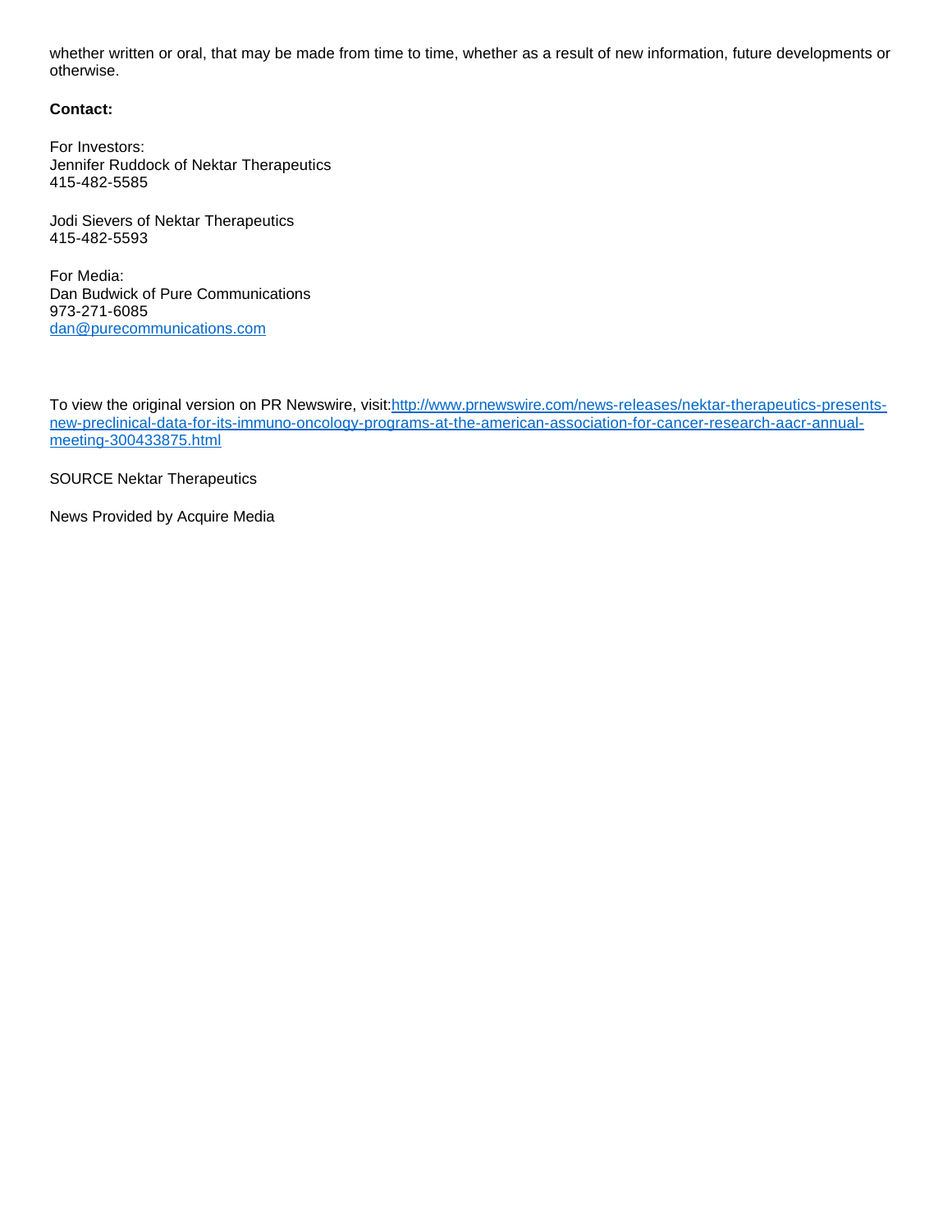whether written or oral, that may be made from time to time, whether as a result of new information, future developments or otherwise.

**Contact:**

For Investors:
Jennifer Ruddock of Nektar Therapeutics
415-482-5585

Jodi Sievers of Nektar Therapeutics
415-482-5593

For Media:
Dan Budwick of Pure Communications
973-271-6085
dan@purecommunications.com

To view the original version on PR Newswire, visit:http://www.prnewswire.com/news-releases/nektar-therapeutics-presents-new-preclinical-data-for-its-immuno-oncology-programs-at-the-american-association-for-cancer-research-aacr-annual-meeting-300433875.html

SOURCE Nektar Therapeutics

News Provided by Acquire Media